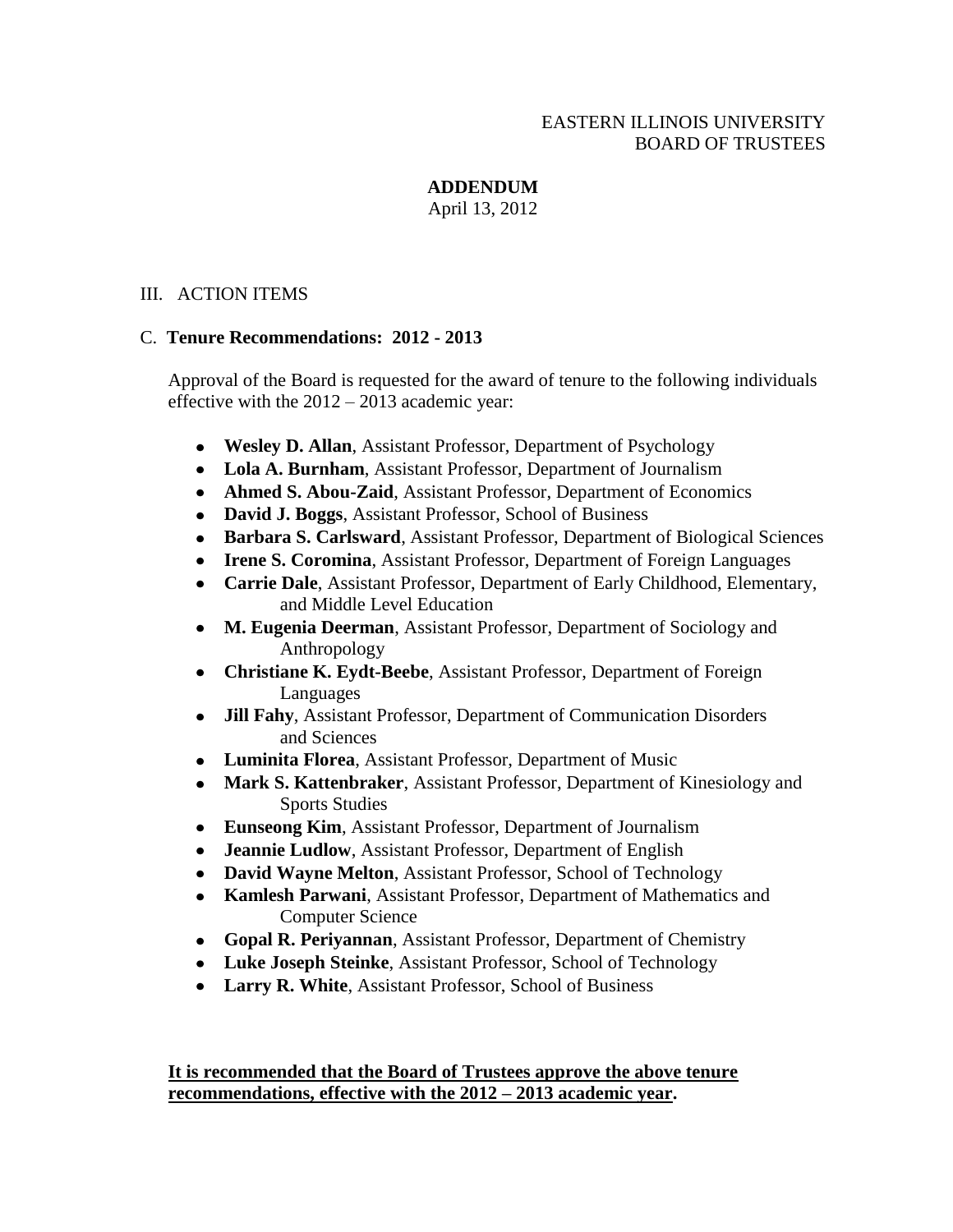EASTERN ILLINOIS UNIVERSITY
BOARD OF TRUSTEES

**ADDENDUM**
April 13, 2012

III. ACTION ITEMS

C. **Tenure Recommendations: 2012 - 2013**

Approval of the Board is requested for the award of tenure to the following individuals effective with the 2012 – 2013 academic year:

- **Wesley D. Allan**, Assistant Professor, Department of Psychology
- **Lola A. Burnham**, Assistant Professor, Department of Journalism
- **Ahmed S. Abou-Zaid**, Assistant Professor, Department of Economics
- **David J. Boggs**, Assistant Professor, School of Business
- **Barbara S. Carlsward**, Assistant Professor, Department of Biological Sciences
- **Irene S. Coromina**, Assistant Professor, Department of Foreign Languages
- **Carrie Dale**, Assistant Professor, Department of Early Childhood, Elementary, and Middle Level Education
- **M. Eugenia Deerman**, Assistant Professor, Department of Sociology and Anthropology
- **Christiane K. Eydt-Beebe**, Assistant Professor, Department of Foreign Languages
- **Jill Fahy**, Assistant Professor, Department of Communication Disorders and Sciences
- **Luminita Florea**, Assistant Professor, Department of Music
- **Mark S. Kattenbraker**, Assistant Professor, Department of Kinesiology and Sports Studies
- **Eunseong Kim**, Assistant Professor, Department of Journalism
- **Jeannie Ludlow**, Assistant Professor, Department of English
- **David Wayne Melton**, Assistant Professor, School of Technology
- **Kamlesh Parwani**, Assistant Professor, Department of Mathematics and Computer Science
- **Gopal R. Periyannan**, Assistant Professor, Department of Chemistry
- **Luke Joseph Steinke**, Assistant Professor, School of Technology
- **Larry R. White**, Assistant Professor, School of Business

**It is recommended that the Board of Trustees approve the above tenure recommendations, effective with the 2012 – 2013 academic year.**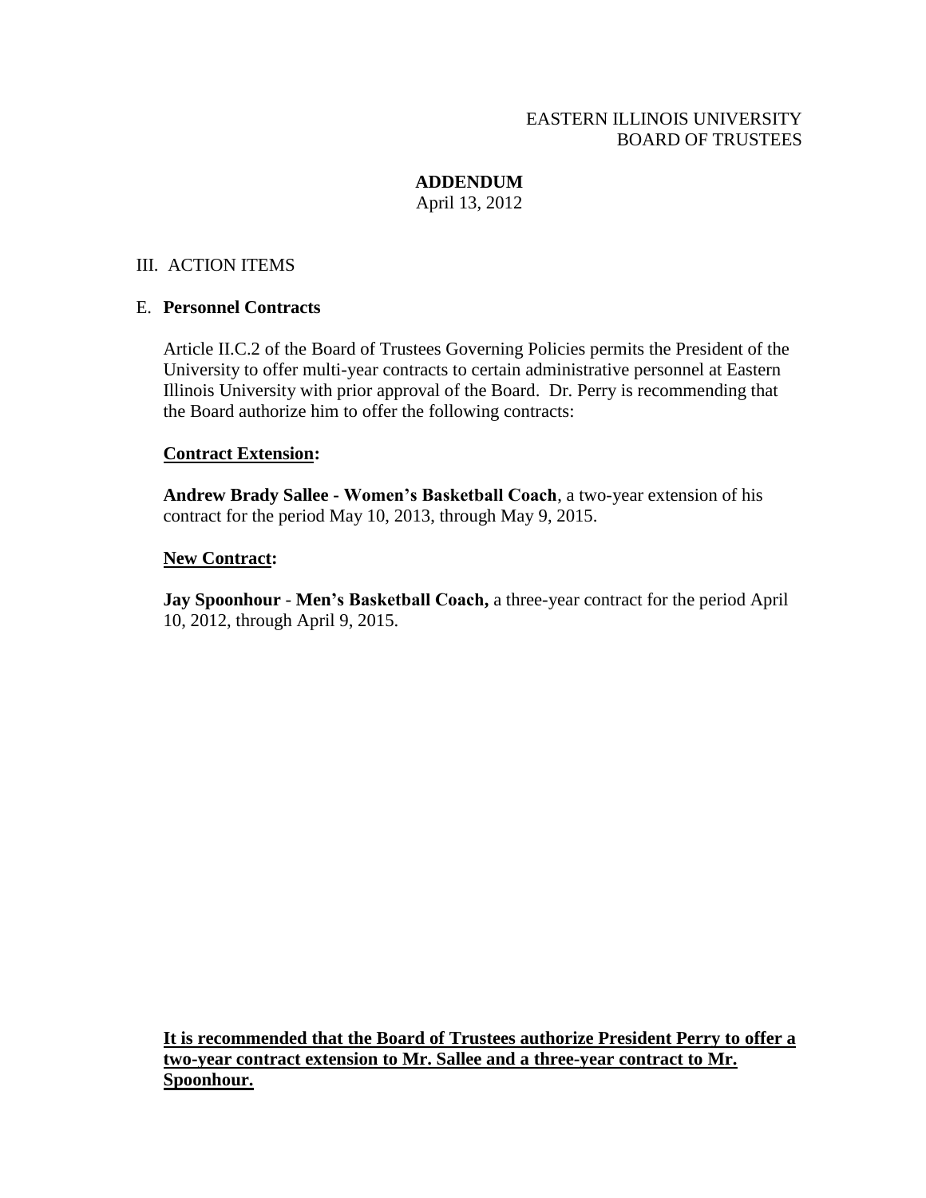EASTERN ILLINOIS UNIVERSITY
BOARD OF TRUSTEES

**ADDENDUM**
April 13, 2012

III. ACTION ITEMS

E. **Personnel Contracts**

Article II.C.2 of the Board of Trustees Governing Policies permits the President of the University to offer multi-year contracts to certain administrative personnel at Eastern Illinois University with prior approval of the Board. Dr. Perry is recommending that the Board authorize him to offer the following contracts:

**Contract Extension:**

**Andrew Brady Sallee - Women's Basketball Coach**, a two-year extension of his contract for the period May 10, 2013, through May 9, 2015.

**New Contract:**

**Jay Spoonhour - Men's Basketball Coach,** a three-year contract for the period April 10, 2012, through April 9, 2015.

**It is recommended that the Board of Trustees authorize President Perry to offer a two-year contract extension to Mr. Sallee and a three-year contract to Mr. Spoonhour.**